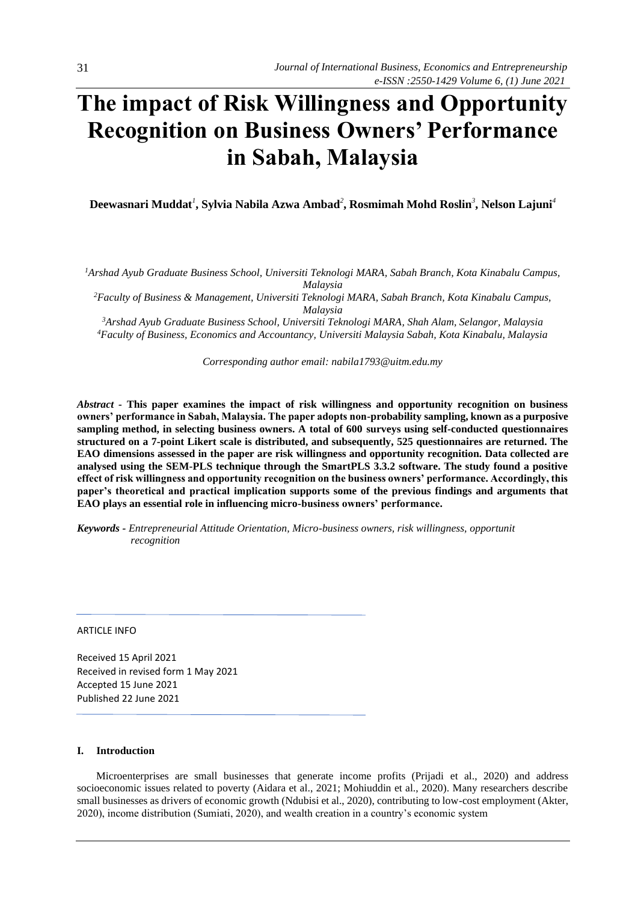# The impact of Risk Willingness and Opportunity Recognition on Business Owners' Performance in Sabah, Malaysia

**Deewasnari Muddat[1], Sylvia Nabila Azwa Ambad[2], Rosmimah Mohd Roslin[3], Nelson Lajuni[4]**

[1]*Arshad Ayub Graduate Business School, Universiti Teknologi MARA, Sabah Branch, Kota Kinabalu Campus, Malaysia*

[2]*Faculty of Business & Management, Universiti Teknologi MARA, Sabah Branch, Kota Kinabalu Campus, Malaysia*

[3]*Arshad Ayub Graduate Business School, Universiti Teknologi MARA, Shah Alam, Selangor, Malaysia*

[4]*Faculty of Business, Economics and Accountancy, Universiti Malaysia Sabah, Kota Kinabalu, Malaysia*

*Corresponding author email: nabila1793@uitm.edu.my*

***Abstract*** - **This paper examines the impact of risk willingness and opportunity recognition on business owners' performance in Sabah, Malaysia. The paper adopts non-probability sampling, known as a purposive sampling method, in selecting business owners. A total of 600 surveys using self-conducted questionnaires structured on a 7-point Likert scale is distributed, and subsequently, 525 questionnaires are returned. The EAO dimensions assessed in the paper are risk willingness and opportunity recognition. Data collected are analysed using the SEM-PLS technique through the SmartPLS 3.3.2 software. The study found a positive effect of risk willingness and opportunity recognition on the business owners' performance. Accordingly, this paper's theoretical and practical implication supports some of the previous findings and arguments that EAO plays an essential role in influencing micro-business owners' performance.**

***Keywords*** - *Entrepreneurial Attitude Orientation, Micro-business owners, risk willingness, opportunit recognition*

ARTICLE INFO

Received 15 April 2021
Received in revised form 1 May 2021
Accepted 15 June 2021
Published 22 June 2021

## I. Introduction

Microenterprises are small businesses that generate income profits (Prijadi et al., 2020) and address socioeconomic issues related to poverty (Aidara et al., 2021; Mohiuddin et al., 2020). Many researchers describe small businesses as drivers of economic growth (Ndubisi et al., 2020), contributing to low-cost employment (Akter, 2020), income distribution (Sumiati, 2020), and wealth creation in a country's economic system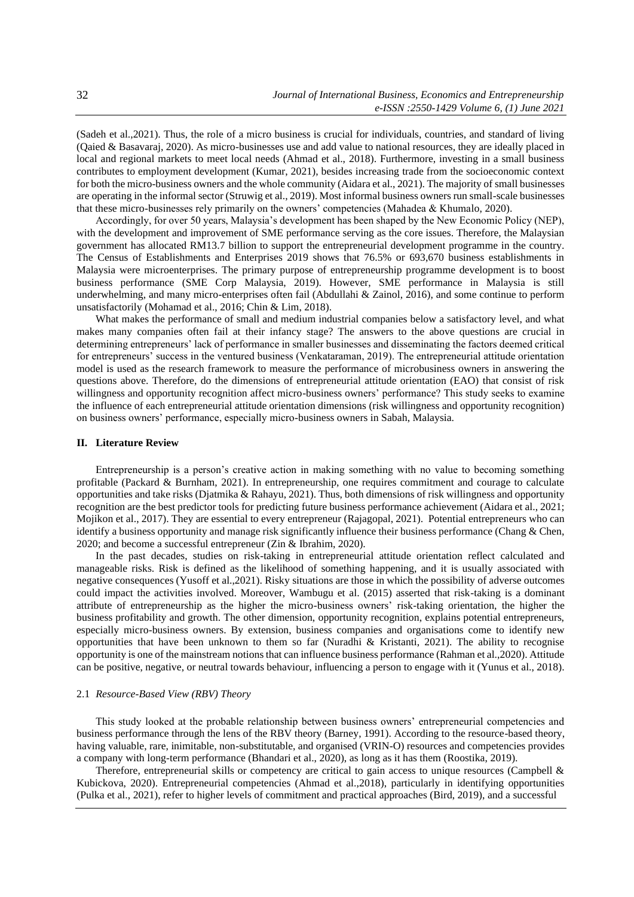(Sadeh et al.,2021). Thus, the role of a micro business is crucial for individuals, countries, and standard of living (Qaied & Basavaraj, 2020). As micro-businesses use and add value to national resources, they are ideally placed in local and regional markets to meet local needs (Ahmad et al., 2018). Furthermore, investing in a small business contributes to employment development (Kumar, 2021), besides increasing trade from the socioeconomic context for both the micro-business owners and the whole community (Aidara et al., 2021). The majority of small businesses are operating in the informal sector (Struwig et al., 2019). Most informal business owners run small-scale businesses that these micro-businesses rely primarily on the owners' competencies (Mahadea & Khumalo, 2020).

Accordingly, for over 50 years, Malaysia's development has been shaped by the New Economic Policy (NEP), with the development and improvement of SME performance serving as the core issues. Therefore, the Malaysian government has allocated RM13.7 billion to support the entrepreneurial development programme in the country. The Census of Establishments and Enterprises 2019 shows that 76.5% or 693,670 business establishments in Malaysia were microenterprises. The primary purpose of entrepreneurship programme development is to boost business performance (SME Corp Malaysia, 2019). However, SME performance in Malaysia is still underwhelming, and many micro-enterprises often fail (Abdullahi & Zainol, 2016), and some continue to perform unsatisfactorily (Mohamad et al., 2016; Chin & Lim, 2018).

What makes the performance of small and medium industrial companies below a satisfactory level, and what makes many companies often fail at their infancy stage? The answers to the above questions are crucial in determining entrepreneurs' lack of performance in smaller businesses and disseminating the factors deemed critical for entrepreneurs' success in the ventured business (Venkataraman, 2019). The entrepreneurial attitude orientation model is used as the research framework to measure the performance of microbusiness owners in answering the questions above. Therefore, do the dimensions of entrepreneurial attitude orientation (EAO) that consist of risk willingness and opportunity recognition affect micro-business owners' performance? This study seeks to examine the influence of each entrepreneurial attitude orientation dimensions (risk willingness and opportunity recognition) on business owners' performance, especially micro-business owners in Sabah, Malaysia.

## II. Literature Review

Entrepreneurship is a person's creative action in making something with no value to becoming something profitable (Packard & Burnham, 2021). In entrepreneurship, one requires commitment and courage to calculate opportunities and take risks (Djatmika & Rahayu, 2021). Thus, both dimensions of risk willingness and opportunity recognition are the best predictor tools for predicting future business performance achievement (Aidara et al., 2021; Mojikon et al., 2017). They are essential to every entrepreneur (Rajagopal, 2021). Potential entrepreneurs who can identify a business opportunity and manage risk significantly influence their business performance (Chang & Chen, 2020; and become a successful entrepreneur (Zin & Ibrahim, 2020).

In the past decades, studies on risk-taking in entrepreneurial attitude orientation reflect calculated and manageable risks. Risk is defined as the likelihood of something happening, and it is usually associated with negative consequences (Yusoff et al.,2021). Risky situations are those in which the possibility of adverse outcomes could impact the activities involved. Moreover, Wambugu et al. (2015) asserted that risk-taking is a dominant attribute of entrepreneurship as the higher the micro-business owners' risk-taking orientation, the higher the business profitability and growth. The other dimension, opportunity recognition, explains potential entrepreneurs, especially micro-business owners. By extension, business companies and organisations come to identify new opportunities that have been unknown to them so far (Nuradhi & Kristanti, 2021). The ability to recognise opportunity is one of the mainstream notions that can influence business performance (Rahman et al.,2020). Attitude can be positive, negative, or neutral towards behaviour, influencing a person to engage with it (Yunus et al., 2018).

### 2.1 *Resource-Based View (RBV) Theory*

This study looked at the probable relationship between business owners' entrepreneurial competencies and business performance through the lens of the RBV theory (Barney, 1991). According to the resource-based theory, having valuable, rare, inimitable, non-substitutable, and organised (VRIN-O) resources and competencies provides a company with long-term performance (Bhandari et al., 2020), as long as it has them (Roostika, 2019).

Therefore, entrepreneurial skills or competency are critical to gain access to unique resources (Campbell & Kubickova, 2020). Entrepreneurial competencies (Ahmad et al.,2018), particularly in identifying opportunities (Pulka et al., 2021), refer to higher levels of commitment and practical approaches (Bird, 2019), and a successful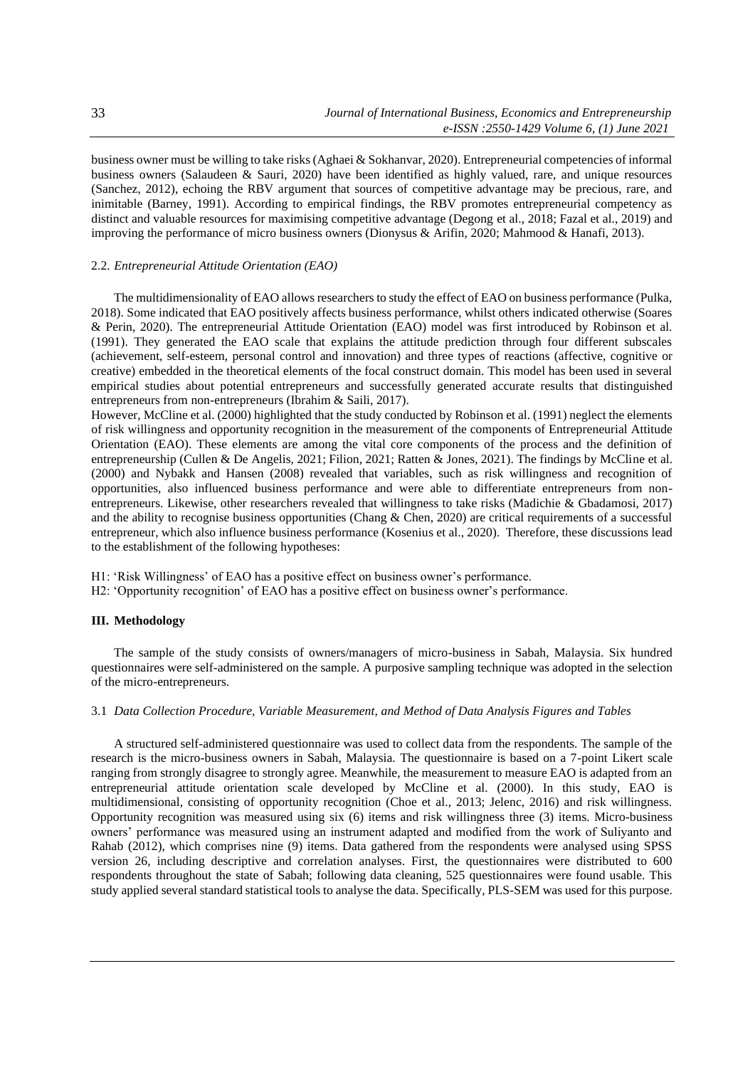business owner must be willing to take risks (Aghaei & Sokhanvar, 2020). Entrepreneurial competencies of informal business owners (Salaudeen & Sauri, 2020) have been identified as highly valued, rare, and unique resources (Sanchez, 2012), echoing the RBV argument that sources of competitive advantage may be precious, rare, and inimitable (Barney, 1991). According to empirical findings, the RBV promotes entrepreneurial competency as distinct and valuable resources for maximising competitive advantage (Degong et al., 2018; Fazal et al., 2019) and improving the performance of micro business owners (Dionysus & Arifin, 2020; Mahmood & Hanafi, 2013).

### 2.2. *Entrepreneurial Attitude Orientation (EAO)*

The multidimensionality of EAO allows researchers to study the effect of EAO on business performance (Pulka, 2018). Some indicated that EAO positively affects business performance, whilst others indicated otherwise (Soares & Perin, 2020). The entrepreneurial Attitude Orientation (EAO) model was first introduced by Robinson et al. (1991). They generated the EAO scale that explains the attitude prediction through four different subscales (achievement, self-esteem, personal control and innovation) and three types of reactions (affective, cognitive or creative) embedded in the theoretical elements of the focal construct domain. This model has been used in several empirical studies about potential entrepreneurs and successfully generated accurate results that distinguished entrepreneurs from non-entrepreneurs (Ibrahim & Saili, 2017).

However, McCline et al. (2000) highlighted that the study conducted by Robinson et al. (1991) neglect the elements of risk willingness and opportunity recognition in the measurement of the components of Entrepreneurial Attitude Orientation (EAO). These elements are among the vital core components of the process and the definition of entrepreneurship (Cullen & De Angelis, 2021; Filion, 2021; Ratten & Jones, 2021). The findings by McCline et al. (2000) and Nybakk and Hansen (2008) revealed that variables, such as risk willingness and recognition of opportunities, also influenced business performance and were able to differentiate entrepreneurs from non-entrepreneurs. Likewise, other researchers revealed that willingness to take risks (Madichie & Gbadamosi, 2017) and the ability to recognise business opportunities (Chang & Chen, 2020) are critical requirements of a successful entrepreneur, which also influence business performance (Kosenius et al., 2020). Therefore, these discussions lead to the establishment of the following hypotheses:

H1: 'Risk Willingness' of EAO has a positive effect on business owner's performance.
H2: 'Opportunity recognition' of EAO has a positive effect on business owner's performance.

## III. Methodology

The sample of the study consists of owners/managers of micro-business in Sabah, Malaysia. Six hundred questionnaires were self-administered on the sample. A purposive sampling technique was adopted in the selection of the micro-entrepreneurs.

### 3.1 *Data Collection Procedure, Variable Measurement, and Method of Data Analysis Figures and Tables*

A structured self-administered questionnaire was used to collect data from the respondents. The sample of the research is the micro-business owners in Sabah, Malaysia. The questionnaire is based on a 7-point Likert scale ranging from strongly disagree to strongly agree. Meanwhile, the measurement to measure EAO is adapted from an entrepreneurial attitude orientation scale developed by McCline et al. (2000). In this study, EAO is multidimensional, consisting of opportunity recognition (Choe et al., 2013; Jelenc, 2016) and risk willingness. Opportunity recognition was measured using six (6) items and risk willingness three (3) items. Micro-business owners' performance was measured using an instrument adapted and modified from the work of Suliyanto and Rahab (2012), which comprises nine (9) items. Data gathered from the respondents were analysed using SPSS version 26, including descriptive and correlation analyses. First, the questionnaires were distributed to 600 respondents throughout the state of Sabah; following data cleaning, 525 questionnaires were found usable. This study applied several standard statistical tools to analyse the data. Specifically, PLS-SEM was used for this purpose.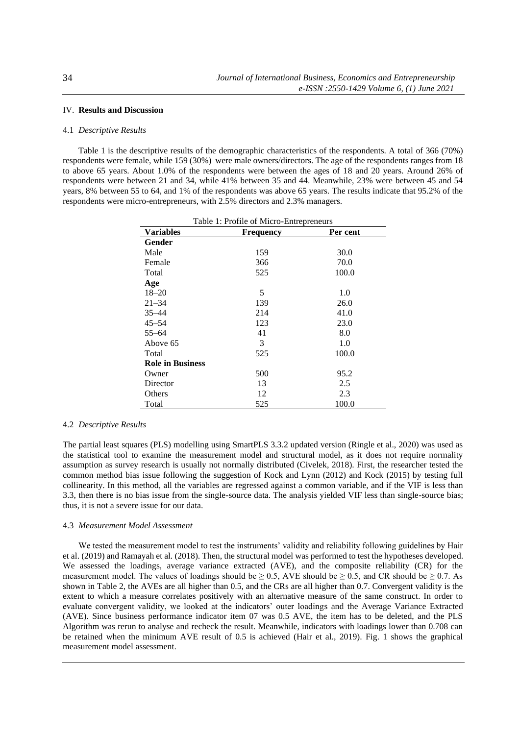## IV. **Results and Discussion**

### 4.1 *Descriptive Results*

Table 1 is the descriptive results of the demographic characteristics of the respondents. A total of 366 (70%) respondents were female, while 159 (30%) were male owners/directors. The age of the respondents ranges from 18 to above 65 years. About 1.0% of the respondents were between the ages of 18 and 20 years. Around 26% of respondents were between 21 and 34, while 41% between 35 and 44. Meanwhile, 23% were between 45 and 54 years, 8% between 55 to 64, and 1% of the respondents was above 65 years. The results indicate that 95.2% of the respondents were micro-entrepreneurs, with 2.5% directors and 2.3% managers.

Table 1: Profile of Micro-Entrepreneurs

| Variables | Frequency | Per cent |
|---|---|---|
| **Gender** | | |
| Male | 159 | 30.0 |
| Female | 366 | 70.0 |
| Total | 525 | 100.0 |
| **Age** | | |
| 18–20 | 5 | 1.0 |
| 21–34 | 139 | 26.0 |
| 35–44 | 214 | 41.0 |
| 45–54 | 123 | 23.0 |
| 55–64 | 41 | 8.0 |
| Above 65 | 3 | 1.0 |
| Total | 525 | 100.0 |
| **Role in Business** | | |
| Owner | 500 | 95.2 |
| Director | 13 | 2.5 |
| Others | 12 | 2.3 |
| Total | 525 | 100.0 |

### 4.2 *Descriptive Results*

The partial least squares (PLS) modelling using SmartPLS 3.3.2 updated version (Ringle et al., 2020) was used as the statistical tool to examine the measurement model and structural model, as it does not require normality assumption as survey research is usually not normally distributed (Civelek, 2018). First, the researcher tested the common method bias issue following the suggestion of Kock and Lynn (2012) and Kock (2015) by testing full collinearity. In this method, all the variables are regressed against a common variable, and if the VIF is less than 3.3, then there is no bias issue from the single-source data. The analysis yielded VIF less than single-source bias; thus, it is not a severe issue for our data.

### 4.3 *Measurement Model Assessment*

We tested the measurement model to test the instruments' validity and reliability following guidelines by Hair et al. (2019) and Ramayah et al. (2018). Then, the structural model was performed to test the hypotheses developed. We assessed the loadings, average variance extracted (AVE), and the composite reliability (CR) for the measurement model. The values of loadings should be $\geq 0.5$, AVE should be $\geq 0.5$, and CR should be $\geq 0.7$. As shown in Table 2, the AVEs are all higher than 0.5, and the CRs are all higher than 0.7. Convergent validity is the extent to which a measure correlates positively with an alternative measure of the same construct. In order to evaluate convergent validity, we looked at the indicators' outer loadings and the Average Variance Extracted (AVE). Since business performance indicator item 07 was 0.5 AVE, the item has to be deleted, and the PLS Algorithm was rerun to analyse and recheck the result. Meanwhile, indicators with loadings lower than 0.708 can be retained when the minimum AVE result of 0.5 is achieved (Hair et al., 2019). Fig. 1 shows the graphical measurement model assessment.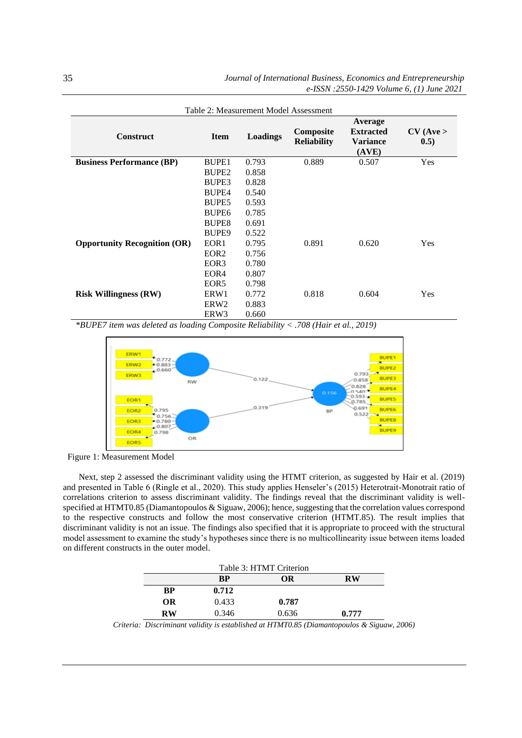Table 2: Measurement Model Assessment

| Construct | Item | Loadings | Composite Reliability | Average Extracted Variance (AVE) | CV (Ave > 0.5) |
|---|---|---|---|---|---|
| **Business Performance (BP)** | BUPE1 | 0.793 | 0.889 | 0.507 | Yes |
| | BUPE2 | 0.858 | | | |
| | BUPE3 | 0.828 | | | |
| | BUPE4 | 0.540 | | | |
| | BUPE5 | 0.593 | | | |
| | BUPE6 | 0.785 | | | |
| | BUPE8 | 0.691 | | | |
| | BUPE9 | 0.522 | | | |
| **Opportunity Recognition (OR)** | EOR1 | 0.795 | 0.891 | 0.620 | Yes |
| | EOR2 | 0.756 | | | |
| | EOR3 | 0.780 | | | |
| | EOR4 | 0.807 | | | |
| | EOR5 | 0.798 | | | |
| **Risk Willingness (RW)** | ERW1 | 0.772 | 0.818 | 0.604 | Yes |
| | ERW2 | 0.883 | | | |
| | ERW3 | 0.660 | | | |

*\*BUPE7 item was deleted as loading Composite Reliability < .708 (Hair et al., 2019)*

Figure 1: Measurement Model

Next, step 2 assessed the discriminant validity using the HTMT criterion, as suggested by Hair et al. (2019) and presented in Table 6 (Ringle et al., 2020). This study applies Henseler's (2015) Heterotrait-Monotrait ratio of correlations criterion to assess discriminant validity. The findings reveal that the discriminant validity is well-specified at HTMT0.85 (Diamantopoulos & Siguaw, 2006); hence, suggesting that the correlation values correspond to the respective constructs and follow the most conservative criterion (HTMT.85). The result implies that discriminant validity is not an issue. The findings also specified that it is appropriate to proceed with the structural model assessment to examine the study's hypotheses since there is no multicollinearity issue between items loaded on different constructs in the outer model.

Table 3: HTMT Criterion

| | BP | OR | RW |
|---|---|---|---|
| **BP** | **0.712** | | |
| **OR** | 0.433 | **0.787** | |
| **RW** | 0.346 | 0.636 | **0.777** |

*Criteria: Discriminant validity is established at HTMT0.85 (Diamantopoulos & Siguaw, 2006)*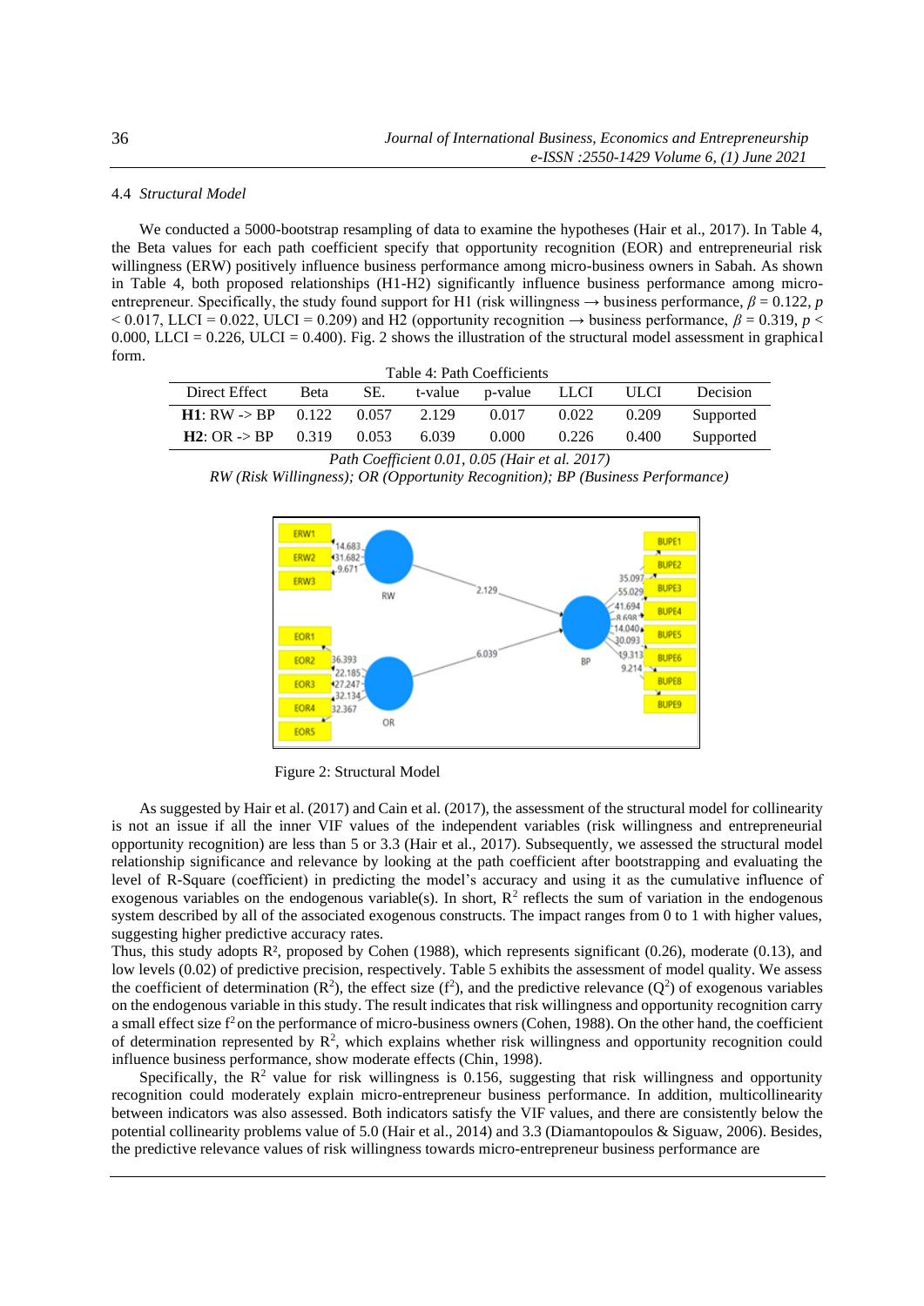### 4.4 *Structural Model*

We conducted a 5000-bootstrap resampling of data to examine the hypotheses (Hair et al., 2017). In Table 4, the Beta values for each path coefficient specify that opportunity recognition (EOR) and entrepreneurial risk willingness (ERW) positively influence business performance among micro-business owners in Sabah. As shown in Table 4, both proposed relationships (H1-H2) significantly influence business performance among micro-entrepreneur. Specifically, the study found support for H1 (risk willingness → business performance, $\beta = 0.122$, $p < 0.017$, LLCI = 0.022, ULCI = 0.209) and H2 (opportunity recognition → business performance, $\beta = 0.319$, $p < 0.000$, LLCI = 0.226, ULCI = 0.400). Fig. 2 shows the illustration of the structural model assessment in graphical form.

Table 4: Path Coefficients

| Direct Effect | Beta | SE. | t-value | p-value | LLCI | ULCI | Decision |
|---|---|---|---|---|---|---|---|
| **H1**: RW -> BP | 0.122 | 0.057 | 2.129 | 0.017 | 0.022 | 0.209 | Supported |
| **H2**: OR -> BP | 0.319 | 0.053 | 6.039 | 0.000 | 0.226 | 0.400 | Supported |

*Path Coefficient 0.01, 0.05 (Hair et al. 2017)*

*RW (Risk Willingness); OR (Opportunity Recognition); BP (Business Performance)*

Figure 2: Structural Model

As suggested by Hair et al. (2017) and Cain et al. (2017), the assessment of the structural model for collinearity is not an issue if all the inner VIF values of the independent variables (risk willingness and entrepreneurial opportunity recognition) are less than 5 or 3.3 (Hair et al., 2017). Subsequently, we assessed the structural model relationship significance and relevance by looking at the path coefficient after bootstrapping and evaluating the level of R-Square (coefficient) in predicting the model's accuracy and using it as the cumulative influence of exogenous variables on the endogenous variable(s). In short, $R^2$ reflects the sum of variation in the endogenous system described by all of the associated exogenous constructs. The impact ranges from 0 to 1 with higher values, suggesting higher predictive accuracy rates.

Thus, this study adopts $R^2$, proposed by Cohen (1988), which represents significant (0.26), moderate (0.13), and low levels (0.02) of predictive precision, respectively. Table 5 exhibits the assessment of model quality. We assess the coefficient of determination ($R^2$), the effect size ($f^2$), and the predictive relevance ($Q^2$) of exogenous variables on the endogenous variable in this study. The result indicates that risk willingness and opportunity recognition carry a small effect size $f^2$ on the performance of micro-business owners (Cohen, 1988). On the other hand, the coefficient of determination represented by $R^2$, which explains whether risk willingness and opportunity recognition could influence business performance, show moderate effects (Chin, 1998).

Specifically, the $R^2$ value for risk willingness is 0.156, suggesting that risk willingness and opportunity recognition could moderately explain micro-entrepreneur business performance. In addition, multicollinearity between indicators was also assessed. Both indicators satisfy the VIF values, and there are consistently below the potential collinearity problems value of 5.0 (Hair et al., 2014) and 3.3 (Diamantopoulos & Siguaw, 2006). Besides, the predictive relevance values of risk willingness towards micro-entrepreneur business performance are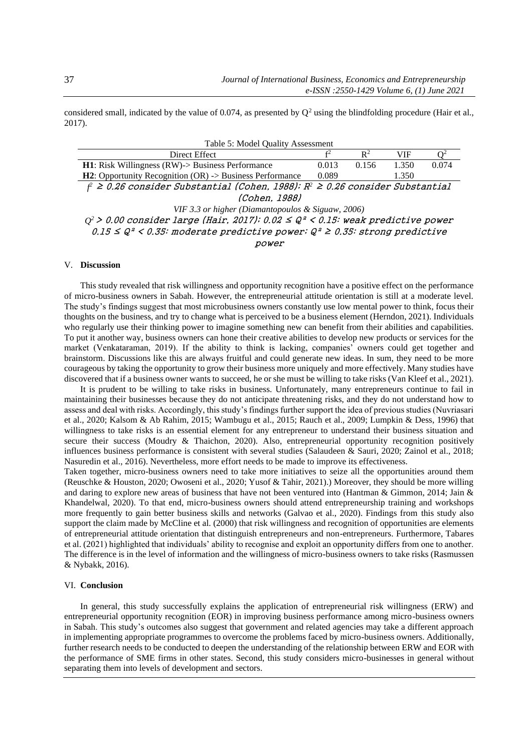considered small, indicated by the value of 0.074, as presented by $Q^2$ using the blindfolding procedure (Hair et al., 2017).

Table 5: Model Quality Assessment

| Direct Effect | $f^2$ | $R^2$ | VIF | $Q^2$ |
|---|---|---|---|---|
| **H1**: Risk Willingness (RW)-> Business Performance | 0.013 | 0.156 | 1.350 | 0.074 |
| **H2**: Opportunity Recognition (OR) -> Business Performance | 0.089 | | 1.350 | |

$f^2 \geq 0.26$ consider Substantial (Cohen, 1988); $R^2 \geq 0.26$ consider Substantial (Cohen, 1988)

*VIF 3.3 or higher (Diamantopoulos & Siguaw, 2006)*

$Q^2 > 0.00$ consider large (Hair, 2017); $0.02 \leq Q^2 < 0.15$: weak predictive power $0.15 \leq Q^2 < 0.35$: moderate predictive power; $Q^2 \geq 0.35$: strong predictive power

## V. Discussion

This study revealed that risk willingness and opportunity recognition have a positive effect on the performance of micro-business owners in Sabah. However, the entrepreneurial attitude orientation is still at a moderate level. The study's findings suggest that most microbusiness owners constantly use low mental power to think, focus their thoughts on the business, and try to change what is perceived to be a business element (Herndon, 2021). Individuals who regularly use their thinking power to imagine something new can benefit from their abilities and capabilities. To put it another way, business owners can hone their creative abilities to develop new products or services for the market (Venkataraman, 2019). If the ability to think is lacking, companies' owners could get together and brainstorm. Discussions like this are always fruitful and could generate new ideas. In sum, they need to be more courageous by taking the opportunity to grow their business more uniquely and more effectively. Many studies have discovered that if a business owner wants to succeed, he or she must be willing to take risks (Van Kleef et al., 2021).

It is prudent to be willing to take risks in business. Unfortunately, many entrepreneurs continue to fail in maintaining their businesses because they do not anticipate threatening risks, and they do not understand how to assess and deal with risks. Accordingly, this study's findings further support the idea of previous studies (Nuvriasari et al., 2020; Kalsom & Ab Rahim, 2015; Wambugu et al., 2015; Rauch et al., 2009; Lumpkin & Dess, 1996) that willingness to take risks is an essential element for any entrepreneur to understand their business situation and secure their success (Moudry & Thaichon, 2020). Also, entrepreneurial opportunity recognition positively influences business performance is consistent with several studies (Salaudeen & Sauri, 2020; Zainol et al., 2018; Nasuredin et al., 2016). Nevertheless, more effort needs to be made to improve its effectiveness.

Taken together, micro-business owners need to take more initiatives to seize all the opportunities around them (Reuschke & Houston, 2020; Owoseni et al., 2020; Yusof & Tahir, 2021).) Moreover, they should be more willing and daring to explore new areas of business that have not been ventured into (Hantman & Gimmon, 2014; Jain & Khandelwal, 2020). To that end, micro-business owners should attend entrepreneurship training and workshops more frequently to gain better business skills and networks (Galvao et al., 2020). Findings from this study also support the claim made by McCline et al. (2000) that risk willingness and recognition of opportunities are elements of entrepreneurial attitude orientation that distinguish entrepreneurs and non-entrepreneurs. Furthermore, Tabares et al. (2021) highlighted that individuals' ability to recognise and exploit an opportunity differs from one to another. The difference is in the level of information and the willingness of micro-business owners to take risks (Rasmussen & Nybakk, 2016).

## VI. Conclusion

In general, this study successfully explains the application of entrepreneurial risk willingness (ERW) and entrepreneurial opportunity recognition (EOR) in improving business performance among micro-business owners in Sabah. This study's outcomes also suggest that government and related agencies may take a different approach in implementing appropriate programmes to overcome the problems faced by micro-business owners. Additionally, further research needs to be conducted to deepen the understanding of the relationship between ERW and EOR with the performance of SME firms in other states. Second, this study considers micro-businesses in general without separating them into levels of development and sectors.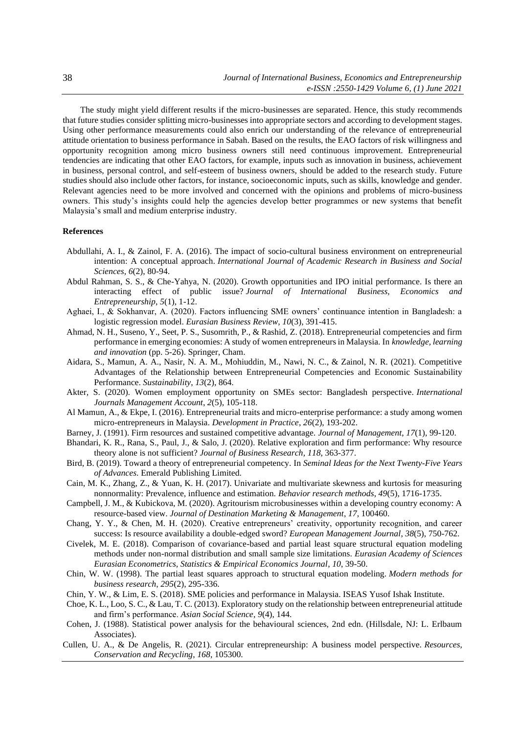The study might yield different results if the micro-businesses are separated. Hence, this study recommends that future studies consider splitting micro-businesses into appropriate sectors and according to development stages. Using other performance measurements could also enrich our understanding of the relevance of entrepreneurial attitude orientation to business performance in Sabah. Based on the results, the EAO factors of risk willingness and opportunity recognition among micro business owners still need continuous improvement. Entrepreneurial tendencies are indicating that other EAO factors, for example, inputs such as innovation in business, achievement in business, personal control, and self-esteem of business owners, should be added to the research study. Future studies should also include other factors, for instance, socioeconomic inputs, such as skills, knowledge and gender. Relevant agencies need to be more involved and concerned with the opinions and problems of micro-business owners. This study's insights could help the agencies develop better programmes or new systems that benefit Malaysia's small and medium enterprise industry.

## References

Abdullahi, A. I., & Zainol, F. A. (2016). The impact of socio-cultural business environment on entrepreneurial intention: A conceptual approach. *International Journal of Academic Research in Business and Social Sciences*, *6*(2), 80-94.

Abdul Rahman, S. S., & Che-Yahya, N. (2020). Growth opportunities and IPO initial performance. Is there an interacting effect of public issue? *Journal of International Business, Economics and Entrepreneurship*, *5*(1), 1-12.

Aghaei, I., & Sokhanvar, A. (2020). Factors influencing SME owners' continuance intention in Bangladesh: a logistic regression model. *Eurasian Business Review*, *10*(3), 391-415.

Ahmad, N. H., Suseno, Y., Seet, P. S., Susomrith, P., & Rashid, Z. (2018). Entrepreneurial competencies and firm performance in emerging economies: A study of women entrepreneurs in Malaysia. In *knowledge, learning and innovation* (pp. 5-26). Springer, Cham.

Aidara, S., Mamun, A. A., Nasir, N. A. M., Mohiuddin, M., Nawi, N. C., & Zainol, N. R. (2021). Competitive Advantages of the Relationship between Entrepreneurial Competencies and Economic Sustainability Performance. *Sustainability*, *13*(2), 864.

Akter, S. (2020). Women employment opportunity on SMEs sector: Bangladesh perspective. *International Journals Management Account*, *2*(5), 105-118.

Al Mamun, A., & Ekpe, I. (2016). Entrepreneurial traits and micro-enterprise performance: a study among women micro-entrepreneurs in Malaysia. *Development in Practice*, *26*(2), 193-202.

Barney, J. (1991). Firm resources and sustained competitive advantage. *Journal of Management*, *17*(1), 99-120.

Bhandari, K. R., Rana, S., Paul, J., & Salo, J. (2020). Relative exploration and firm performance: Why resource theory alone is not sufficient? *Journal of Business Research*, *118*, 363-377.

Bird, B. (2019). Toward a theory of entrepreneurial competency. In *Seminal Ideas for the Next Twenty-Five Years of Advances*. Emerald Publishing Limited.

Cain, M. K., Zhang, Z., & Yuan, K. H. (2017). Univariate and multivariate skewness and kurtosis for measuring nonnormality: Prevalence, influence and estimation. *Behavior research methods*, *49*(5), 1716-1735.

Campbell, J. M., & Kubickova, M. (2020). Agritourism microbusinesses within a developing country economy: A resource-based view. *Journal of Destination Marketing & Management*, *17*, 100460.

Chang, Y. Y., & Chen, M. H. (2020). Creative entrepreneurs' creativity, opportunity recognition, and career success: Is resource availability a double-edged sword? *European Management Journal*, *38*(5), 750-762.

Civelek, M. E. (2018). Comparison of covariance-based and partial least square structural equation modeling methods under non-normal distribution and small sample size limitations. *Eurasian Academy of Sciences Eurasian Econometrics, Statistics & Empirical Economics Journal*, *10*, 39-50.

Chin, W. W. (1998). The partial least squares approach to structural equation modeling. *Modern methods for business research*, *295*(2), 295-336.

Chin, Y. W., & Lim, E. S. (2018). SME policies and performance in Malaysia. ISEAS Yusof Ishak Institute.

Choe, K. L., Loo, S. C., & Lau, T. C. (2013). Exploratory study on the relationship between entrepreneurial attitude and firm's performance. *Asian Social Science*, *9*(4), 144.

Cohen, J. (1988). Statistical power analysis for the behavioural sciences, 2nd edn. (Hillsdale, NJ: L. Erlbaum Associates).

Cullen, U. A., & De Angelis, R. (2021). Circular entrepreneurship: A business model perspective. *Resources, Conservation and Recycling*, *168*, 105300.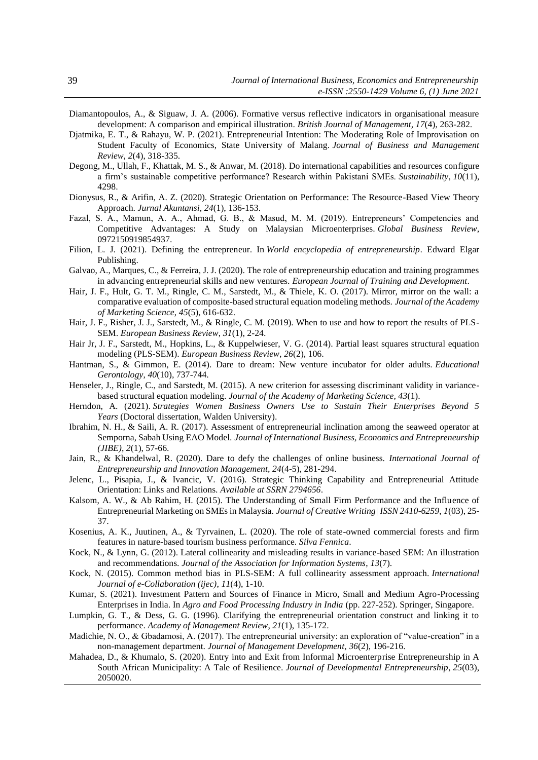Diamantopoulos, A., & Siguaw, J. A. (2006). Formative versus reflective indicators in organisational measure development: A comparison and empirical illustration. *British Journal of Management, 17*(4), 263-282.

Djatmika, E. T., & Rahayu, W. P. (2021). Entrepreneurial Intention: The Moderating Role of Improvisation on Student Faculty of Economics, State University of Malang. *Journal of Business and Management Review*, *2*(4), 318-335.

Degong, M., Ullah, F., Khattak, M. S., & Anwar, M. (2018). Do international capabilities and resources configure a firm's sustainable competitive performance? Research within Pakistani SMEs. *Sustainability, 10*(11), 4298.

Dionysus, R., & Arifin, A. Z. (2020). Strategic Orientation on Performance: The Resource-Based View Theory Approach. *Jurnal Akuntansi*, *24*(1), 136-153.

Fazal, S. A., Mamun, A. A., Ahmad, G. B., & Masud, M. M. (2019). Entrepreneurs' Competencies and Competitive Advantages: A Study on Malaysian Microenterprises. *Global Business Review*, 0972150919854937.

Filion, L. J. (2021). Defining the entrepreneur. In *World encyclopedia of entrepreneurship*. Edward Elgar Publishing.

Galvao, A., Marques, C., & Ferreira, J. J. (2020). The role of entrepreneurship education and training programmes in advancing entrepreneurial skills and new ventures. *European Journal of Training and Development*.

Hair, J. F., Hult, G. T. M., Ringle, C. M., Sarstedt, M., & Thiele, K. O. (2017). Mirror, mirror on the wall: a comparative evaluation of composite-based structural equation modeling methods. *Journal of the Academy of Marketing Science*, *45*(5), 616-632.

Hair, J. F., Risher, J. J., Sarstedt, M., & Ringle, C. M. (2019). When to use and how to report the results of PLS-SEM. *European Business Review*, *31*(1), 2-24.

Hair Jr, J. F., Sarstedt, M., Hopkins, L., & Kuppelwieser, V. G. (2014). Partial least squares structural equation modeling (PLS-SEM). *European Business Review*, *26*(2), 106.

Hantman, S., & Gimmon, E. (2014). Dare to dream: New venture incubator for older adults. *Educational Gerontology*, *40*(10), 737-744.

Henseler, J., Ringle, C., and Sarstedt, M. (2015). A new criterion for assessing discriminant validity in variance-based structural equation modeling. *Journal of the Academy of Marketing Science, 43*(1).

Herndon, A. (2021). *Strategies Women Business Owners Use to Sustain Their Enterprises Beyond 5 Years* (Doctoral dissertation, Walden University).

Ibrahim, N. H., & Saili, A. R. (2017). Assessment of entrepreneurial inclination among the seaweed operator at Semporna, Sabah Using EAO Model. *Journal of International Business, Economics and Entrepreneurship (JIBE)*, *2*(1), 57-66.

Jain, R., & Khandelwal, R. (2020). Dare to defy the challenges of online business. *International Journal of Entrepreneurship and Innovation Management*, *24*(4-5), 281-294.

Jelenc, L., Pisapia, J., & Ivancic, V. (2016). Strategic Thinking Capability and Entrepreneurial Attitude Orientation: Links and Relations. *Available at SSRN 2794656*.

Kalsom, A. W., & Ab Rahim, H. (2015). The Understanding of Small Firm Performance and the Influence of Entrepreneurial Marketing on SMEs in Malaysia. *Journal of Creative Writing| ISSN 2410-6259*, *1*(03), 25-37.

Kosenius, A. K., Juutinen, A., & Tyrvainen, L. (2020). The role of state-owned commercial forests and firm features in nature-based tourism business performance. *Silva Fennica*.

Kock, N., & Lynn, G. (2012). Lateral collinearity and misleading results in variance-based SEM: An illustration and recommendations. *Journal of the Association for Information Systems*, *13*(7).

Kock, N. (2015). Common method bias in PLS-SEM: A full collinearity assessment approach. *International Journal of e-Collaboration (ijec)*, *11*(4), 1-10.

Kumar, S. (2021). Investment Pattern and Sources of Finance in Micro, Small and Medium Agro-Processing Enterprises in India. In *Agro and Food Processing Industry in India* (pp. 227-252). Springer, Singapore.

Lumpkin, G. T., & Dess, G. G. (1996). Clarifying the entrepreneurial orientation construct and linking it to performance. *Academy of Management Review*, *21*(1), 135-172.

Madichie, N. O., & Gbadamosi, A. (2017). The entrepreneurial university: an exploration of "value-creation" in a non-management department. *Journal of Management Development*, *36*(2), 196-216.

Mahadea, D., & Khumalo, S. (2020). Entry into and Exit from Informal Microenterprise Entrepreneurship in A South African Municipality: A Tale of Resilience. *Journal of Developmental Entrepreneurship*, *25*(03), 2050020.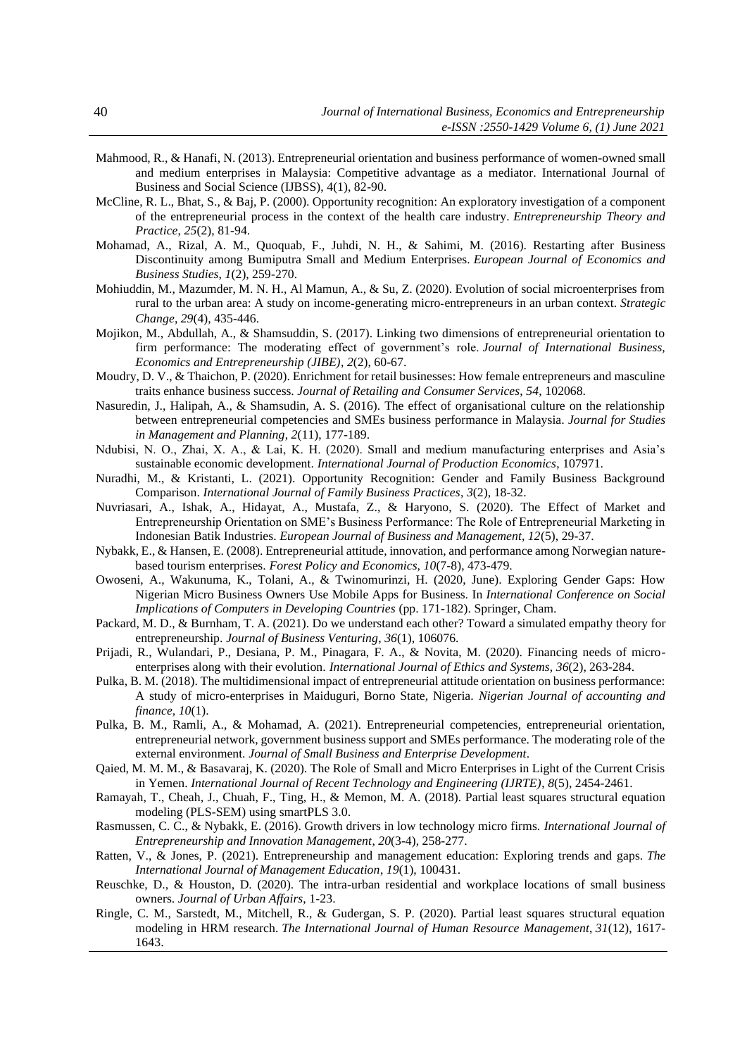Mahmood, R., & Hanafi, N. (2013). Entrepreneurial orientation and business performance of women-owned small and medium enterprises in Malaysia: Competitive advantage as a mediator. International Journal of Business and Social Science (IJBSS), 4(1), 82-90.

McCline, R. L., Bhat, S., & Baj, P. (2000). Opportunity recognition: An exploratory investigation of a component of the entrepreneurial process in the context of the health care industry. *Entrepreneurship Theory and Practice*, *25*(2), 81-94.

Mohamad, A., Rizal, A. M., Quoquab, F., Juhdi, N. H., & Sahimi, M. (2016). Restarting after Business Discontinuity among Bumiputra Small and Medium Enterprises. *European Journal of Economics and Business Studies*, *1*(2), 259-270.

Mohiuddin, M., Mazumder, M. N. H., Al Mamun, A., & Su, Z. (2020). Evolution of social microenterprises from rural to the urban area: A study on income‐generating micro‐entrepreneurs in an urban context. *Strategic Change*, *29*(4), 435-446.

Mojikon, M., Abdullah, A., & Shamsuddin, S. (2017). Linking two dimensions of entrepreneurial orientation to firm performance: The moderating effect of government's role. *Journal of International Business, Economics and Entrepreneurship (JIBE)*, *2*(2), 60-67.

Moudry, D. V., & Thaichon, P. (2020). Enrichment for retail businesses: How female entrepreneurs and masculine traits enhance business success. *Journal of Retailing and Consumer Services*, *54*, 102068.

Nasuredin, J., Halipah, A., & Shamsudin, A. S. (2016). The effect of organisational culture on the relationship between entrepreneurial competencies and SMEs business performance in Malaysia. *Journal for Studies in Management and Planning*, *2*(11), 177-189.

Ndubisi, N. O., Zhai, X. A., & Lai, K. H. (2020). Small and medium manufacturing enterprises and Asia's sustainable economic development. *International Journal of Production Economics*, 107971.

Nuradhi, M., & Kristanti, L. (2021). Opportunity Recognition: Gender and Family Business Background Comparison. *International Journal of Family Business Practices*, *3*(2), 18-32.

Nuvriasari, A., Ishak, A., Hidayat, A., Mustafa, Z., & Haryono, S. (2020). The Effect of Market and Entrepreneurship Orientation on SME's Business Performance: The Role of Entrepreneurial Marketing in Indonesian Batik Industries. *European Journal of Business and Management*, *12*(5), 29-37.

Nybakk, E., & Hansen, E. (2008). Entrepreneurial attitude, innovation, and performance among Norwegian nature-based tourism enterprises. *Forest Policy and Economics, 10*(7-8), 473-479.

Owoseni, A., Wakunuma, K., Tolani, A., & Twinomurinzi, H. (2020, June). Exploring Gender Gaps: How Nigerian Micro Business Owners Use Mobile Apps for Business. In *International Conference on Social Implications of Computers in Developing Countries* (pp. 171-182). Springer, Cham.

Packard, M. D., & Burnham, T. A. (2021). Do we understand each other? Toward a simulated empathy theory for entrepreneurship. *Journal of Business Venturing*, *36*(1), 106076.

Prijadi, R., Wulandari, P., Desiana, P. M., Pinagara, F. A., & Novita, M. (2020). Financing needs of micro-enterprises along with their evolution. *International Journal of Ethics and Systems*, *36*(2), 263-284.

Pulka, B. M. (2018). The multidimensional impact of entrepreneurial attitude orientation on business performance: A study of micro-enterprises in Maiduguri, Borno State, Nigeria. *Nigerian Journal of accounting and finance, 10*(1).

Pulka, B. M., Ramli, A., & Mohamad, A. (2021). Entrepreneurial competencies, entrepreneurial orientation, entrepreneurial network, government business support and SMEs performance. The moderating role of the external environment. *Journal of Small Business and Enterprise Development*.

Qaied, M. M. M., & Basavaraj, K. (2020). The Role of Small and Micro Enterprises in Light of the Current Crisis in Yemen. *International Journal of Recent Technology and Engineering (IJRTE)*, *8*(5), 2454-2461.

Ramayah, T., Cheah, J., Chuah, F., Ting, H., & Memon, M. A. (2018). Partial least squares structural equation modeling (PLS-SEM) using smartPLS 3.0.

Rasmussen, C. C., & Nybakk, E. (2016). Growth drivers in low technology micro firms. *International Journal of Entrepreneurship and Innovation Management*, *20*(3-4), 258-277.

Ratten, V., & Jones, P. (2021). Entrepreneurship and management education: Exploring trends and gaps. *The International Journal of Management Education*, *19*(1), 100431.

Reuschke, D., & Houston, D. (2020). The intra-urban residential and workplace locations of small business owners. *Journal of Urban Affairs*, 1-23.

Ringle, C. M., Sarstedt, M., Mitchell, R., & Gudergan, S. P. (2020). Partial least squares structural equation modeling in HRM research. *The International Journal of Human Resource Management*, *31*(12), 1617-1643.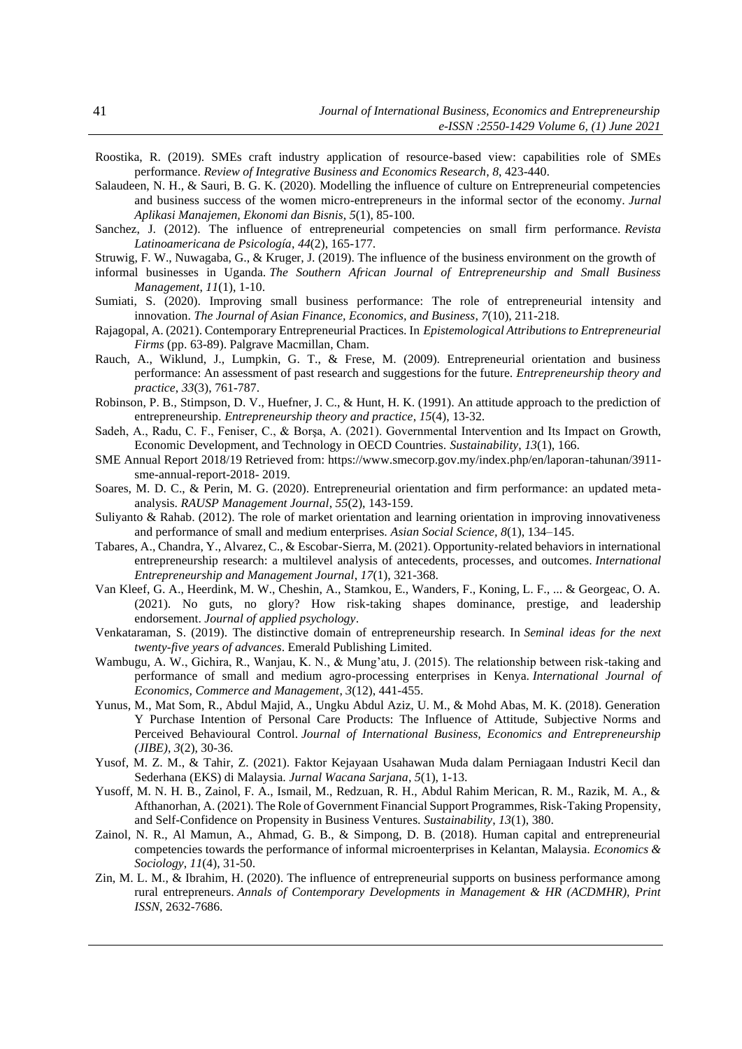Roostika, R. (2019). SMEs craft industry application of resource-based view: capabilities role of SMEs performance. *Review of Integrative Business and Economics Research*, *8*, 423-440.

Salaudeen, N. H., & Sauri, B. G. K. (2020). Modelling the influence of culture on Entrepreneurial competencies and business success of the women micro-entrepreneurs in the informal sector of the economy. *Jurnal Aplikasi Manajemen, Ekonomi dan Bisnis*, *5*(1), 85-100.

Sanchez, J. (2012). The influence of entrepreneurial competencies on small firm performance. *Revista Latinoamericana de Psicología*, *44*(2), 165-177.

Struwig, F. W., Nuwagaba, G., & Kruger, J. (2019). The influence of the business environment on the growth of informal businesses in Uganda. *The Southern African Journal of Entrepreneurship and Small Business Management*, *11*(1), 1-10.

Sumiati, S. (2020). Improving small business performance: The role of entrepreneurial intensity and innovation. *The Journal of Asian Finance, Economics, and Business*, *7*(10), 211-218.

Rajagopal, A. (2021). Contemporary Entrepreneurial Practices. In *Epistemological Attributions to Entrepreneurial Firms* (pp. 63-89). Palgrave Macmillan, Cham.

Rauch, A., Wiklund, J., Lumpkin, G. T., & Frese, M. (2009). Entrepreneurial orientation and business performance: An assessment of past research and suggestions for the future. *Entrepreneurship theory and practice*, *33*(3), 761-787.

Robinson, P. B., Stimpson, D. V., Huefner, J. C., & Hunt, H. K. (1991). An attitude approach to the prediction of entrepreneurship. *Entrepreneurship theory and practice*, *15*(4), 13-32.

Sadeh, A., Radu, C. F., Feniser, C., & Borşa, A. (2021). Governmental Intervention and Its Impact on Growth, Economic Development, and Technology in OECD Countries. *Sustainability*, *13*(1), 166.

SME Annual Report 2018/19 Retrieved from: https://www.smecorp.gov.my/index.php/en/laporan-tahunan/3911-sme-annual-report-2018- 2019.

Soares, M. D. C., & Perin, M. G. (2020). Entrepreneurial orientation and firm performance: an updated meta-analysis. *RAUSP Management Journal*, *55*(2), 143-159.

Suliyanto & Rahab. (2012). The role of market orientation and learning orientation in improving innovativeness and performance of small and medium enterprises. *Asian Social Science, 8*(1), 134–145.

Tabares, A., Chandra, Y., Alvarez, C., & Escobar-Sierra, M. (2021). Opportunity-related behaviors in international entrepreneurship research: a multilevel analysis of antecedents, processes, and outcomes. *International Entrepreneurship and Management Journal*, *17*(1), 321-368.

Van Kleef, G. A., Heerdink, M. W., Cheshin, A., Stamkou, E., Wanders, F., Koning, L. F., ... & Georgeac, O. A. (2021). No guts, no glory? How risk-taking shapes dominance, prestige, and leadership endorsement. *Journal of applied psychology*.

Venkataraman, S. (2019). The distinctive domain of entrepreneurship research. In *Seminal ideas for the next twenty-five years of advances*. Emerald Publishing Limited.

Wambugu, A. W., Gichira, R., Wanjau, K. N., & Mung'atu, J. (2015). The relationship between risk-taking and performance of small and medium agro-processing enterprises in Kenya. *International Journal of Economics, Commerce and Management*, *3*(12), 441-455.

Yunus, M., Mat Som, R., Abdul Majid, A., Ungku Abdul Aziz, U. M., & Mohd Abas, M. K. (2018). Generation Y Purchase Intention of Personal Care Products: The Influence of Attitude, Subjective Norms and Perceived Behavioural Control. *Journal of International Business, Economics and Entrepreneurship (JIBE)*, *3*(2), 30-36.

Yusof, M. Z. M., & Tahir, Z. (2021). Faktor Kejayaan Usahawan Muda dalam Perniagaan Industri Kecil dan Sederhana (EKS) di Malaysia. *Jurnal Wacana Sarjana*, *5*(1), 1-13.

Yusoff, M. N. H. B., Zainol, F. A., Ismail, M., Redzuan, R. H., Abdul Rahim Merican, R. M., Razik, M. A., & Afthanorhan, A. (2021). The Role of Government Financial Support Programmes, Risk-Taking Propensity, and Self-Confidence on Propensity in Business Ventures. *Sustainability*, *13*(1), 380.

Zainol, N. R., Al Mamun, A., Ahmad, G. B., & Simpong, D. B. (2018). Human capital and entrepreneurial competencies towards the performance of informal microenterprises in Kelantan, Malaysia. *Economics & Sociology*, *11*(4), 31-50.

Zin, M. L. M., & Ibrahim, H. (2020). The influence of entrepreneurial supports on business performance among rural entrepreneurs. *Annals of Contemporary Developments in Management & HR (ACDMHR), Print ISSN*, 2632-7686.